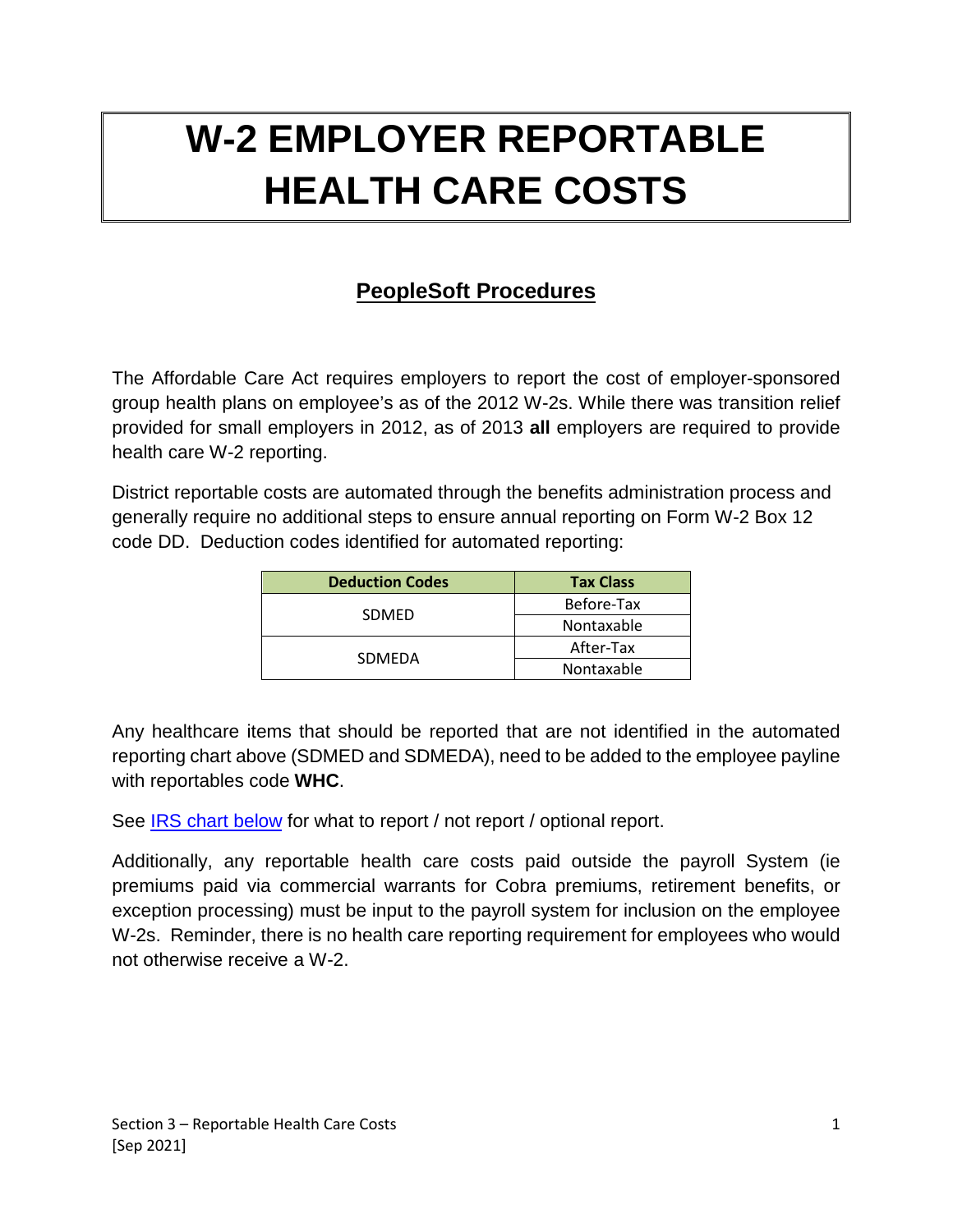# W-2 EMPLOYER REPORTABLE HEALTH CARE COSTS

## PeopleSoft Procedures

The Affordable Care Act requires employers to report the cost of employer-sponsored group health plans on employee's as of the 2012 W-2s. While there was transition relief provided for small employers in 2012, as of 2013 **all** employers are required to provide health care W-2 reporting.

District reportable costs are automated through the benefits administration process and generally require no additional steps to ensure annual reporting on Form W-2 Box 12 code DD. Deduction codes identified for automated reporting:

| Deduction Codes | Tax Class |
|---|---|
| SDMED | Before-Tax |
| | Nontaxable |
| SDMEDA | After-Tax |
| | Nontaxable |

Any healthcare items that should be reported that are not identified in the automated reporting chart above (SDMED and SDMEDA), need to be added to the employee payline with reportables code **WHC**.

See IRS chart below for what to report / not report / optional report.

Additionally, any reportable health care costs paid outside the payroll System (ie premiums paid via commercial warrants for Cobra premiums, retirement benefits, or exception processing) must be input to the payroll system for inclusion on the employee W-2s. Reminder, there is no health care reporting requirement for employees who would not otherwise receive a W-2.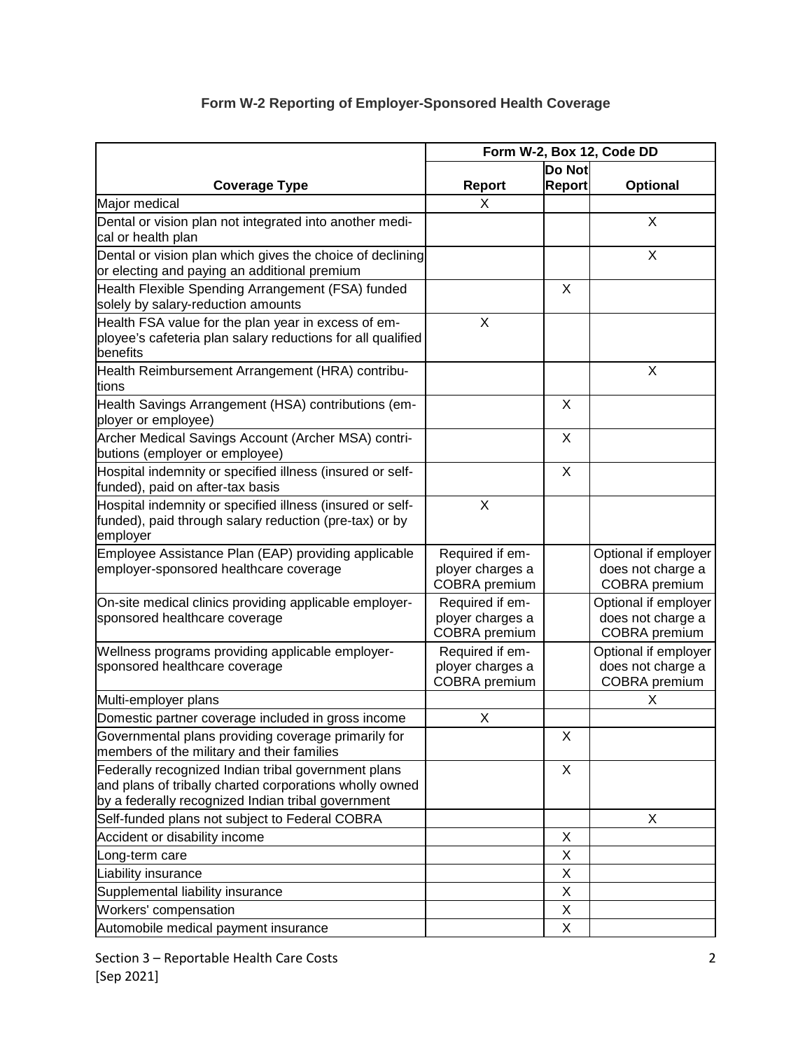**Form W-2 Reporting of Employer-Sponsored Health Coverage**

| | Form W-2, Box 12, Code DD | | |
|---|---|---|---|
| **Coverage Type** | **Report** | **Do Not Report** | **Optional** |
| Major medical | X | | |
| Dental or vision plan not integrated into another medical or health plan | | | X |
| Dental or vision plan which gives the choice of declining or electing and paying an additional premium | | | X |
| Health Flexible Spending Arrangement (FSA) funded solely by salary-reduction amounts | | X | |
| Health FSA value for the plan year in excess of employee's cafeteria plan salary reductions for all qualified benefits | X | | |
| Health Reimbursement Arrangement (HRA) contributions | | | X |
| Health Savings Arrangement (HSA) contributions (employer or employee) | | X | |
| Archer Medical Savings Account (Archer MSA) contributions (employer or employee) | | X | |
| Hospital indemnity or specified illness (insured or self-funded), paid on after-tax basis | | X | |
| Hospital indemnity or specified illness (insured or self-funded), paid through salary reduction (pre-tax) or by employer | X | | |
| Employee Assistance Plan (EAP) providing applicable employer-sponsored healthcare coverage | Required if employer charges a COBRA premium | | Optional if employer does not charge a COBRA premium |
| On-site medical clinics providing applicable employer-sponsored healthcare coverage | Required if employer charges a COBRA premium | | Optional if employer does not charge a COBRA premium |
| Wellness programs providing applicable employer-sponsored healthcare coverage | Required if employer charges a COBRA premium | | Optional if employer does not charge a COBRA premium |
| Multi-employer plans | | | X |
| Domestic partner coverage included in gross income | X | | |
| Governmental plans providing coverage primarily for members of the military and their families | | X | |
| Federally recognized Indian tribal government plans and plans of tribally charted corporations wholly owned by a federally recognized Indian tribal government | | X | |
| Self-funded plans not subject to Federal COBRA | | | X |
| Accident or disability income | | X | |
| Long-term care | | X | |
| Liability insurance | | X | |
| Supplemental liability insurance | | X | |
| Workers' compensation | | X | |
| Automobile medical payment insurance | | X | |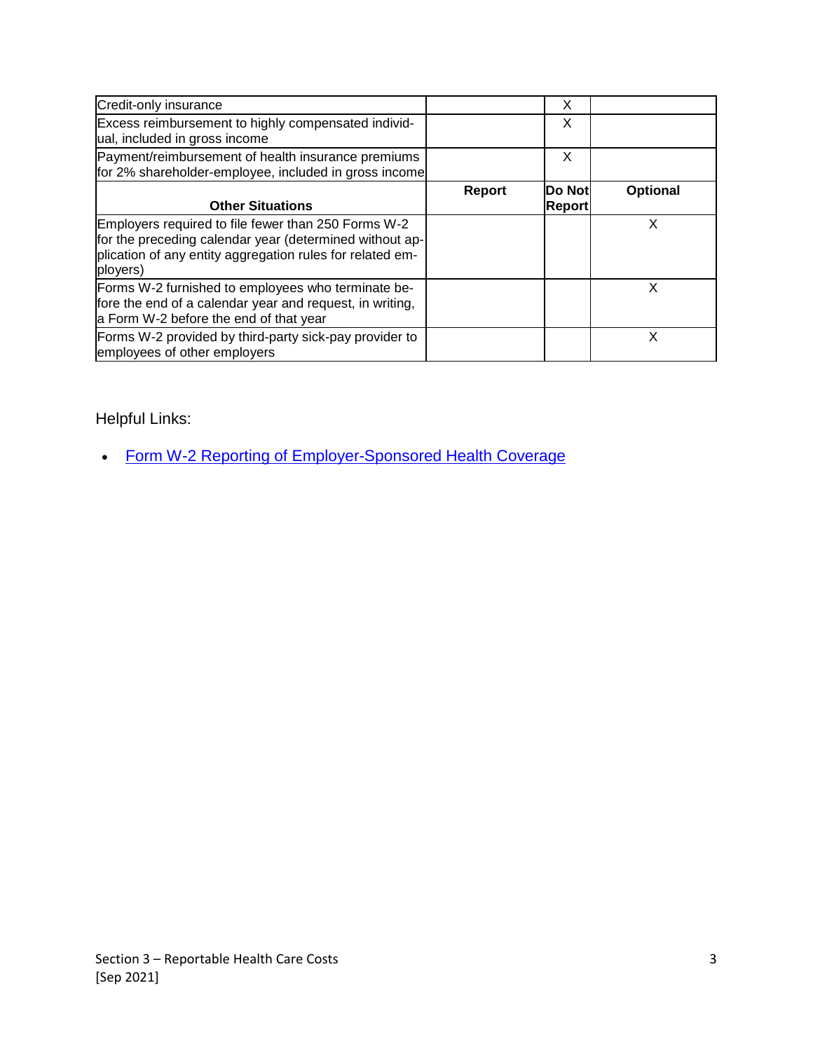| | | | |
|---|---|---|---|
| Credit-only insurance | | X | |
| Excess reimbursement to highly compensated individual, included in gross income | | X | |
| Payment/reimbursement of health insurance premiums for 2% shareholder-employee, included in gross income | | X | |
| **Other Situations** | **Report** | **Do Not Report** | **Optional** |
| Employers required to file fewer than 250 Forms W-2 for the preceding calendar year (determined without application of any entity aggregation rules for related employers) | | | X |
| Forms W-2 furnished to employees who terminate before the end of a calendar year and request, in writing, a Form W-2 before the end of that year | | | X |
| Forms W-2 provided by third-party sick-pay provider to employees of other employers | | | X |

Helpful Links:

- Form W-2 Reporting of Employer-Sponsored Health Coverage

Section 3 – Reportable Health Care Costs
[Sep 2021]